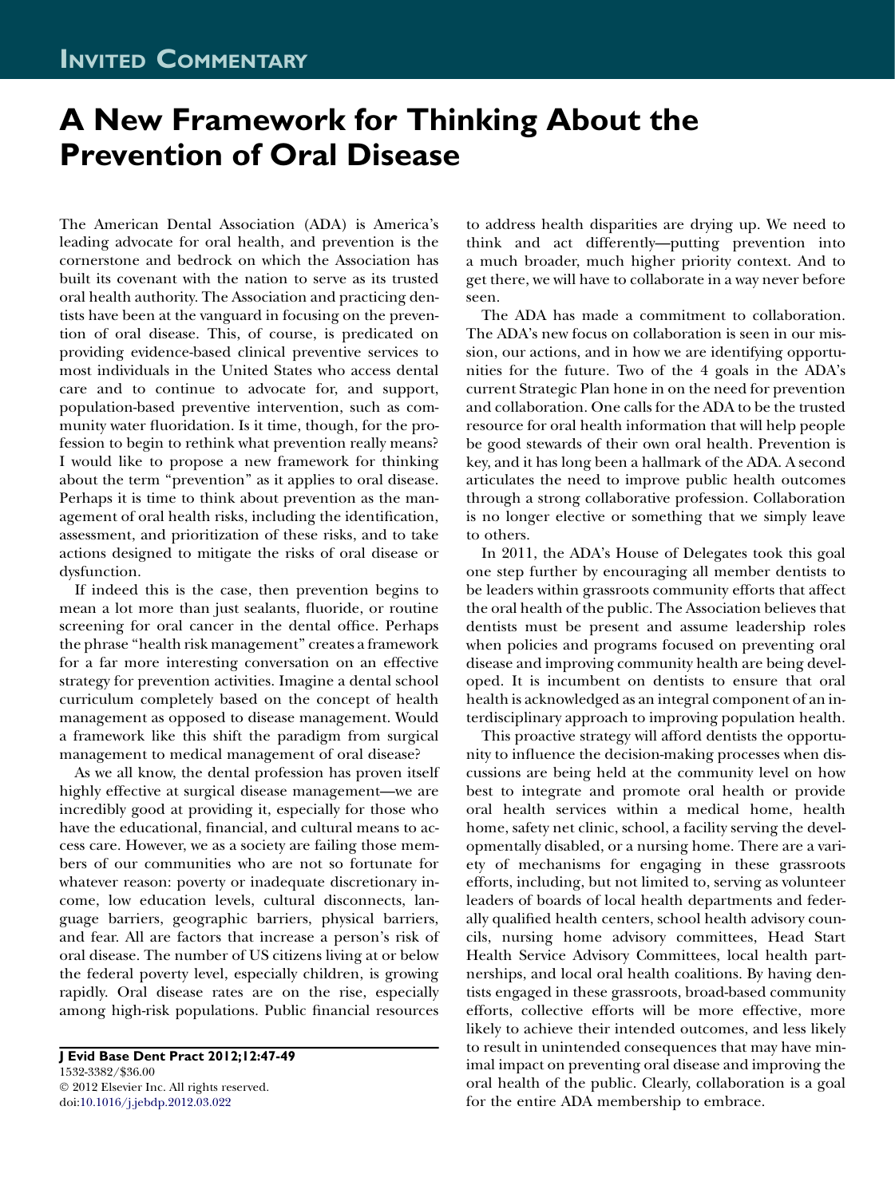**Invited Commentary**

# A New Framework for Thinking About the Prevention of Oral Disease

The American Dental Association (ADA) is America's leading advocate for oral health, and prevention is the cornerstone and bedrock on which the Association has built its covenant with the nation to serve as its trusted oral health authority. The Association and practicing dentists have been at the vanguard in focusing on the prevention of oral disease. This, of course, is predicated on providing evidence-based clinical preventive services to most individuals in the United States who access dental care and to continue to advocate for, and support, population-based preventive intervention, such as community water fluoridation. Is it time, though, for the profession to begin to rethink what prevention really means? I would like to propose a new framework for thinking about the term "prevention" as it applies to oral disease. Perhaps it is time to think about prevention as the management of oral health risks, including the identification, assessment, and prioritization of these risks, and to take actions designed to mitigate the risks of oral disease or dysfunction.

If indeed this is the case, then prevention begins to mean a lot more than just sealants, fluoride, or routine screening for oral cancer in the dental office. Perhaps the phrase "health risk management" creates a framework for a far more interesting conversation on an effective strategy for prevention activities. Imagine a dental school curriculum completely based on the concept of health management as opposed to disease management. Would a framework like this shift the paradigm from surgical management to medical management of oral disease?

As we all know, the dental profession has proven itself highly effective at surgical disease management—we are incredibly good at providing it, especially for those who have the educational, financial, and cultural means to access care. However, we as a society are failing those members of our communities who are not so fortunate for whatever reason: poverty or inadequate discretionary income, low education levels, cultural disconnects, language barriers, geographic barriers, physical barriers, and fear. All are factors that increase a person's risk of oral disease. The number of US citizens living at or below the federal poverty level, especially children, is growing rapidly. Oral disease rates are on the rise, especially among high-risk populations. Public financial resources to address health disparities are drying up. We need to think and act differently—putting prevention into a much broader, much higher priority context. And to get there, we will have to collaborate in a way never before seen.

The ADA has made a commitment to collaboration. The ADA's new focus on collaboration is seen in our mission, our actions, and in how we are identifying opportunities for the future. Two of the 4 goals in the ADA's current Strategic Plan hone in on the need for prevention and collaboration. One calls for the ADA to be the trusted resource for oral health information that will help people be good stewards of their own oral health. Prevention is key, and it has long been a hallmark of the ADA. A second articulates the need to improve public health outcomes through a strong collaborative profession. Collaboration is no longer elective or something that we simply leave to others.

In 2011, the ADA's House of Delegates took this goal one step further by encouraging all member dentists to be leaders within grassroots community efforts that affect the oral health of the public. The Association believes that dentists must be present and assume leadership roles when policies and programs focused on preventing oral disease and improving community health are being developed. It is incumbent on dentists to ensure that oral health is acknowledged as an integral component of an interdisciplinary approach to improving population health.

This proactive strategy will afford dentists the opportunity to influence the decision-making processes when discussions are being held at the community level on how best to integrate and promote oral health or provide oral health services within a medical home, health home, safety net clinic, school, a facility serving the developmentally disabled, or a nursing home. There are a variety of mechanisms for engaging in these grassroots efforts, including, but not limited to, serving as volunteer leaders of boards of local health departments and federally qualified health centers, school health advisory councils, nursing home advisory committees, Head Start Health Service Advisory Committees, local health partnerships, and local oral health coalitions. By having dentists engaged in these grassroots, broad-based community efforts, collective efforts will be more effective, more likely to achieve their intended outcomes, and less likely to result in unintended consequences that may have minimal impact on preventing oral disease and improving the oral health of the public. Clearly, collaboration is a goal for the entire ADA membership to embrace.

**J Evid Base Dent Pract 2012;12:47-49**
1532-3382/$36.00
© 2012 Elsevier Inc. All rights reserved.
doi:10.1016/j.jebdp.2012.03.022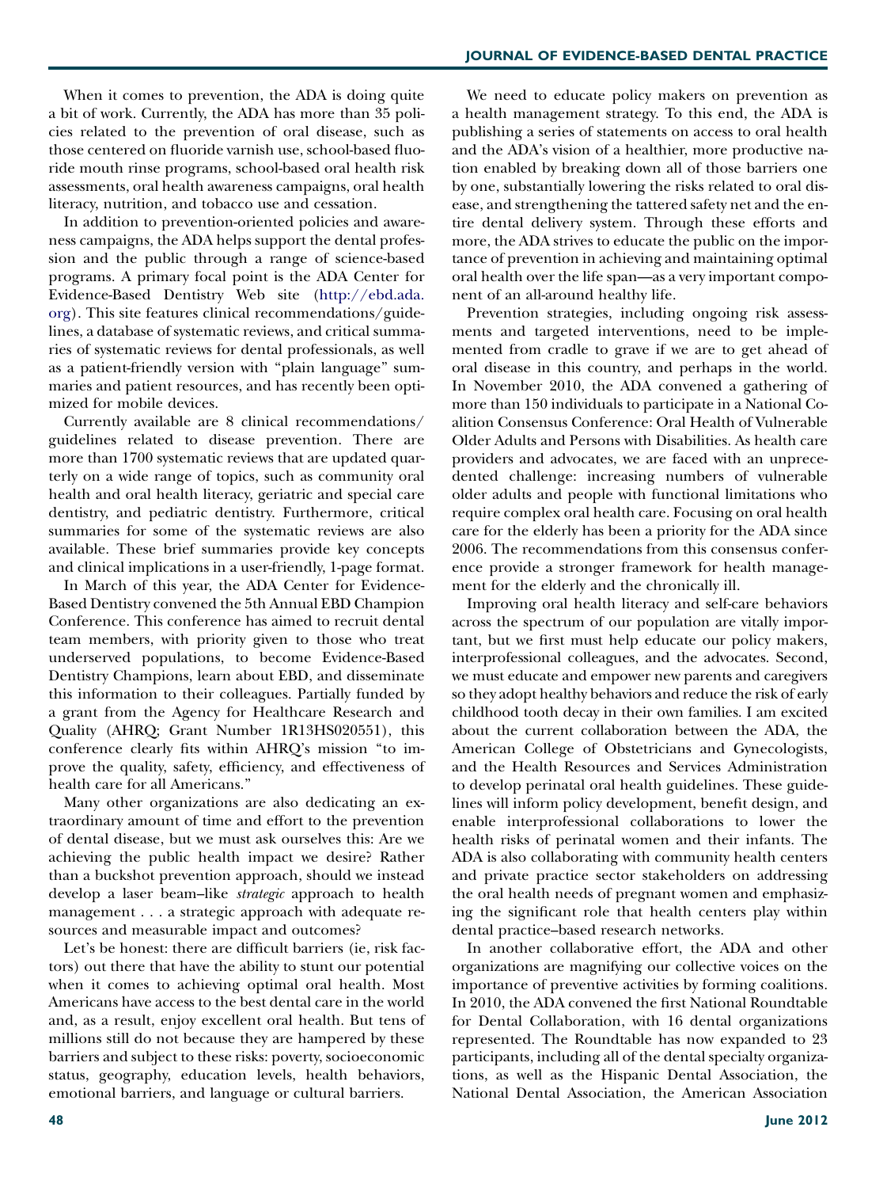When it comes to prevention, the ADA is doing quite a bit of work. Currently, the ADA has more than 35 policies related to the prevention of oral disease, such as those centered on fluoride varnish use, school-based fluoride mouth rinse programs, school-based oral health risk assessments, oral health awareness campaigns, oral health literacy, nutrition, and tobacco use and cessation.

In addition to prevention-oriented policies and awareness campaigns, the ADA helps support the dental profession and the public through a range of science-based programs. A primary focal point is the ADA Center for Evidence-Based Dentistry Web site (http://ebd.ada.org). This site features clinical recommendations/guidelines, a database of systematic reviews, and critical summaries of systematic reviews for dental professionals, as well as a patient-friendly version with "plain language" summaries and patient resources, and has recently been optimized for mobile devices.

Currently available are 8 clinical recommendations/guidelines related to disease prevention. There are more than 1700 systematic reviews that are updated quarterly on a wide range of topics, such as community oral health and oral health literacy, geriatric and special care dentistry, and pediatric dentistry. Furthermore, critical summaries for some of the systematic reviews are also available. These brief summaries provide key concepts and clinical implications in a user-friendly, 1-page format.

In March of this year, the ADA Center for Evidence-Based Dentistry convened the 5th Annual EBD Champion Conference. This conference has aimed to recruit dental team members, with priority given to those who treat underserved populations, to become Evidence-Based Dentistry Champions, learn about EBD, and disseminate this information to their colleagues. Partially funded by a grant from the Agency for Healthcare Research and Quality (AHRQ; Grant Number 1R13HS020551), this conference clearly fits within AHRQ's mission "to improve the quality, safety, efficiency, and effectiveness of health care for all Americans."

Many other organizations are also dedicating an extraordinary amount of time and effort to the prevention of dental disease, but we must ask ourselves this: Are we achieving the public health impact we desire? Rather than a buckshot prevention approach, should we instead develop a laser beam–like *strategic* approach to health management . . . a strategic approach with adequate resources and measurable impact and outcomes?

Let's be honest: there are difficult barriers (ie, risk factors) out there that have the ability to stunt our potential when it comes to achieving optimal oral health. Most Americans have access to the best dental care in the world and, as a result, enjoy excellent oral health. But tens of millions still do not because they are hampered by these barriers and subject to these risks: poverty, socioeconomic status, geography, education levels, health behaviors, emotional barriers, and language or cultural barriers.

We need to educate policy makers on prevention as a health management strategy. To this end, the ADA is publishing a series of statements on access to oral health and the ADA's vision of a healthier, more productive nation enabled by breaking down all of those barriers one by one, substantially lowering the risks related to oral disease, and strengthening the tattered safety net and the entire dental delivery system. Through these efforts and more, the ADA strives to educate the public on the importance of prevention in achieving and maintaining optimal oral health over the life span—as a very important component of an all-around healthy life.

Prevention strategies, including ongoing risk assessments and targeted interventions, need to be implemented from cradle to grave if we are to get ahead of oral disease in this country, and perhaps in the world. In November 2010, the ADA convened a gathering of more than 150 individuals to participate in a National Coalition Consensus Conference: Oral Health of Vulnerable Older Adults and Persons with Disabilities. As health care providers and advocates, we are faced with an unprecedented challenge: increasing numbers of vulnerable older adults and people with functional limitations who require complex oral health care. Focusing on oral health care for the elderly has been a priority for the ADA since 2006. The recommendations from this consensus conference provide a stronger framework for health management for the elderly and the chronically ill.

Improving oral health literacy and self-care behaviors across the spectrum of our population are vitally important, but we first must help educate our policy makers, interprofessional colleagues, and the advocates. Second, we must educate and empower new parents and caregivers so they adopt healthy behaviors and reduce the risk of early childhood tooth decay in their own families. I am excited about the current collaboration between the ADA, the American College of Obstetricians and Gynecologists, and the Health Resources and Services Administration to develop perinatal oral health guidelines. These guidelines will inform policy development, benefit design, and enable interprofessional collaborations to lower the health risks of perinatal women and their infants. The ADA is also collaborating with community health centers and private practice sector stakeholders on addressing the oral health needs of pregnant women and emphasizing the significant role that health centers play within dental practice–based research networks.

In another collaborative effort, the ADA and other organizations are magnifying our collective voices on the importance of preventive activities by forming coalitions. In 2010, the ADA convened the first National Roundtable for Dental Collaboration, with 16 dental organizations represented. The Roundtable has now expanded to 23 participants, including all of the dental specialty organizations, as well as the Hispanic Dental Association, the National Dental Association, the American Association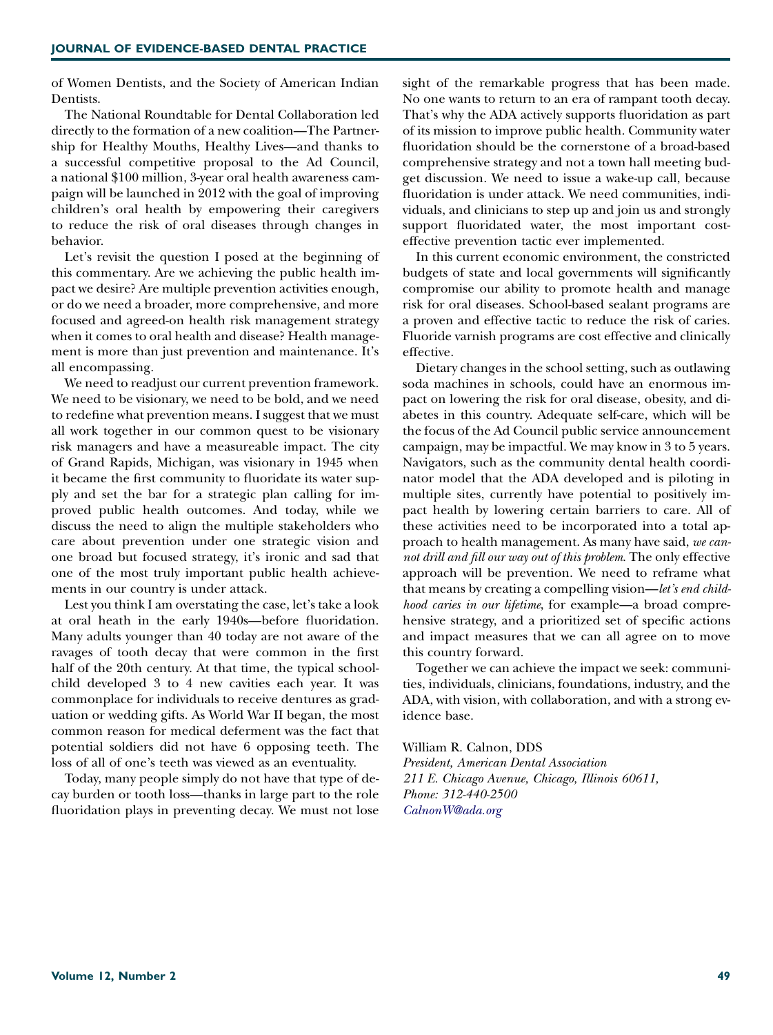of Women Dentists, and the Society of American Indian Dentists.

The National Roundtable for Dental Collaboration led directly to the formation of a new coalition—The Partnership for Healthy Mouths, Healthy Lives—and thanks to a successful competitive proposal to the Ad Council, a national $100 million, 3-year oral health awareness campaign will be launched in 2012 with the goal of improving children's oral health by empowering their caregivers to reduce the risk of oral diseases through changes in behavior.

Let's revisit the question I posed at the beginning of this commentary. Are we achieving the public health impact we desire? Are multiple prevention activities enough, or do we need a broader, more comprehensive, and more focused and agreed-on health risk management strategy when it comes to oral health and disease? Health management is more than just prevention and maintenance. It's all encompassing.

We need to readjust our current prevention framework. We need to be visionary, we need to be bold, and we need to redefine what prevention means. I suggest that we must all work together in our common quest to be visionary risk managers and have a measureable impact. The city of Grand Rapids, Michigan, was visionary in 1945 when it became the first community to fluoridate its water supply and set the bar for a strategic plan calling for improved public health outcomes. And today, while we discuss the need to align the multiple stakeholders who care about prevention under one strategic vision and one broad but focused strategy, it's ironic and sad that one of the most truly important public health achievements in our country is under attack.

Lest you think I am overstating the case, let's take a look at oral heath in the early 1940s—before fluoridation. Many adults younger than 40 today are not aware of the ravages of tooth decay that were common in the first half of the 20th century. At that time, the typical schoolchild developed 3 to 4 new cavities each year. It was commonplace for individuals to receive dentures as graduation or wedding gifts. As World War II began, the most common reason for medical deferment was the fact that potential soldiers did not have 6 opposing teeth. The loss of all of one's teeth was viewed as an eventuality.

Today, many people simply do not have that type of decay burden or tooth loss—thanks in large part to the role fluoridation plays in preventing decay. We must not lose sight of the remarkable progress that has been made. No one wants to return to an era of rampant tooth decay. That's why the ADA actively supports fluoridation as part of its mission to improve public health. Community water fluoridation should be the cornerstone of a broad-based comprehensive strategy and not a town hall meeting budget discussion. We need to issue a wake-up call, because fluoridation is under attack. We need communities, individuals, and clinicians to step up and join us and strongly support fluoridated water, the most important cost-effective prevention tactic ever implemented.

In this current economic environment, the constricted budgets of state and local governments will significantly compromise our ability to promote health and manage risk for oral diseases. School-based sealant programs are a proven and effective tactic to reduce the risk of caries. Fluoride varnish programs are cost effective and clinically effective.

Dietary changes in the school setting, such as outlawing soda machines in schools, could have an enormous impact on lowering the risk for oral disease, obesity, and diabetes in this country. Adequate self-care, which will be the focus of the Ad Council public service announcement campaign, may be impactful. We may know in 3 to 5 years. Navigators, such as the community dental health coordinator model that the ADA developed and is piloting in multiple sites, currently have potential to positively impact health by lowering certain barriers to care. All of these activities need to be incorporated into a total approach to health management. As many have said, *we cannot drill and fill our way out of this problem*. The only effective approach will be prevention. We need to reframe what that means by creating a compelling vision—*let's end childhood caries in our lifetime*, for example—a broad comprehensive strategy, and a prioritized set of specific actions and impact measures that we can all agree on to move this country forward.

Together we can achieve the impact we seek: communities, individuals, clinicians, foundations, industry, and the ADA, with vision, with collaboration, and with a strong evidence base.

William R. Calnon, DDS
*President, American Dental Association*
*211 E. Chicago Avenue, Chicago, Illinois 60611,*
*Phone: 312-440-2500*
*CalnonW@ada.org*